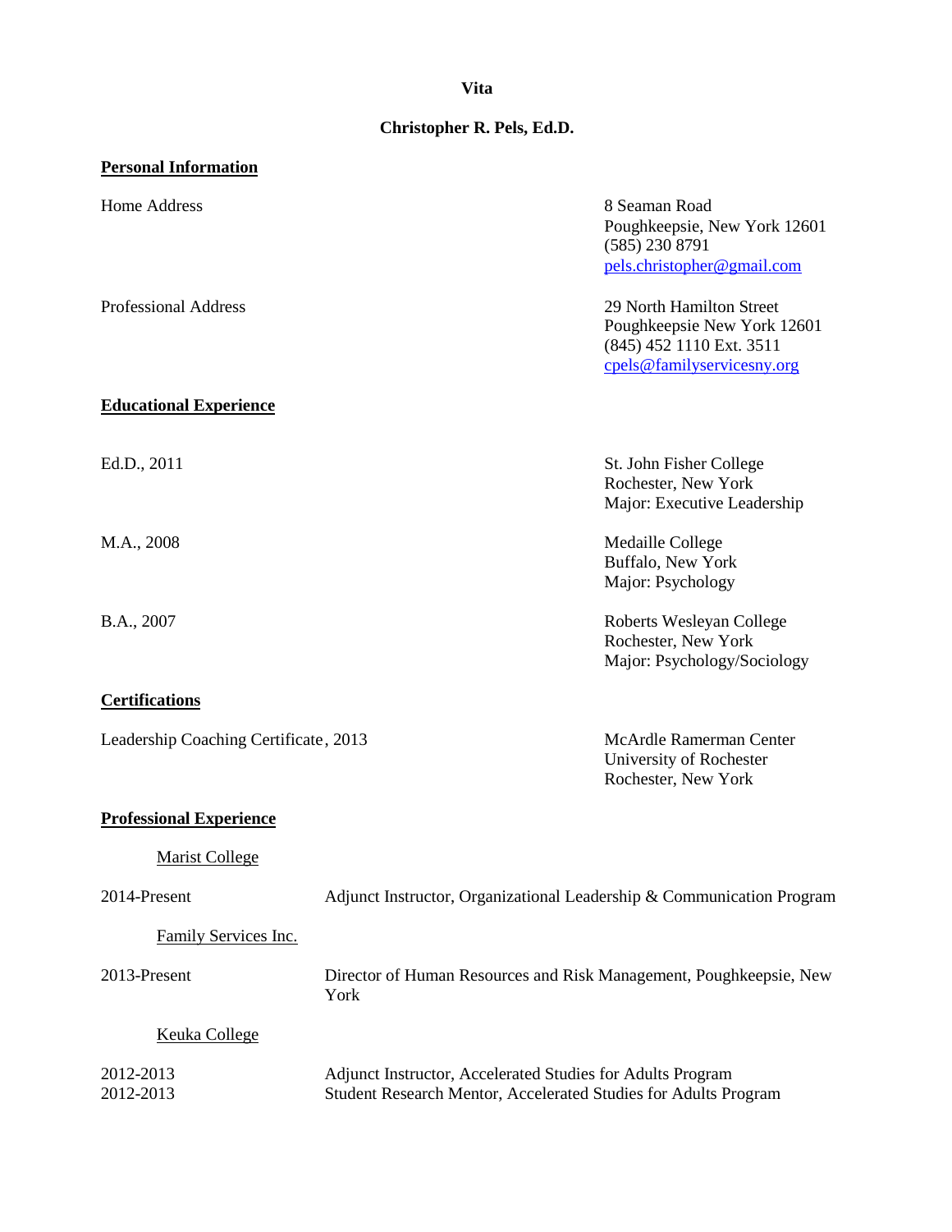# Vita

## Christopher R. Pels, Ed.D.

**Personal Information**

Home Address

8 Seaman Road
Poughkeepsie, New York 12601
(585) 230 8791
pels.christopher@gmail.com

Professional Address

29 North Hamilton Street
Poughkeepsie New York 12601
(845) 452 1110 Ext. 3511
cpels@familyservicesny.org

**Educational Experience**

Ed.D., 2011

St. John Fisher College
Rochester, New York
Major: Executive Leadership

M.A., 2008

Medaille College
Buffalo, New York
Major: Psychology

B.A., 2007

Roberts Wesleyan College
Rochester, New York
Major: Psychology/Sociology

**Certifications**

Leadership Coaching Certificate, 2013

McArdle Ramerman Center
University of Rochester
Rochester, New York

**Professional Experience**

Marist College

2014-Present — Adjunct Instructor, Organizational Leadership & Communication Program

Family Services Inc.

2013-Present — Director of Human Resources and Risk Management, Poughkeepsie, New York

Keuka College

2012-2013 — Adjunct Instructor, Accelerated Studies for Adults Program
2012-2013 — Student Research Mentor, Accelerated Studies for Adults Program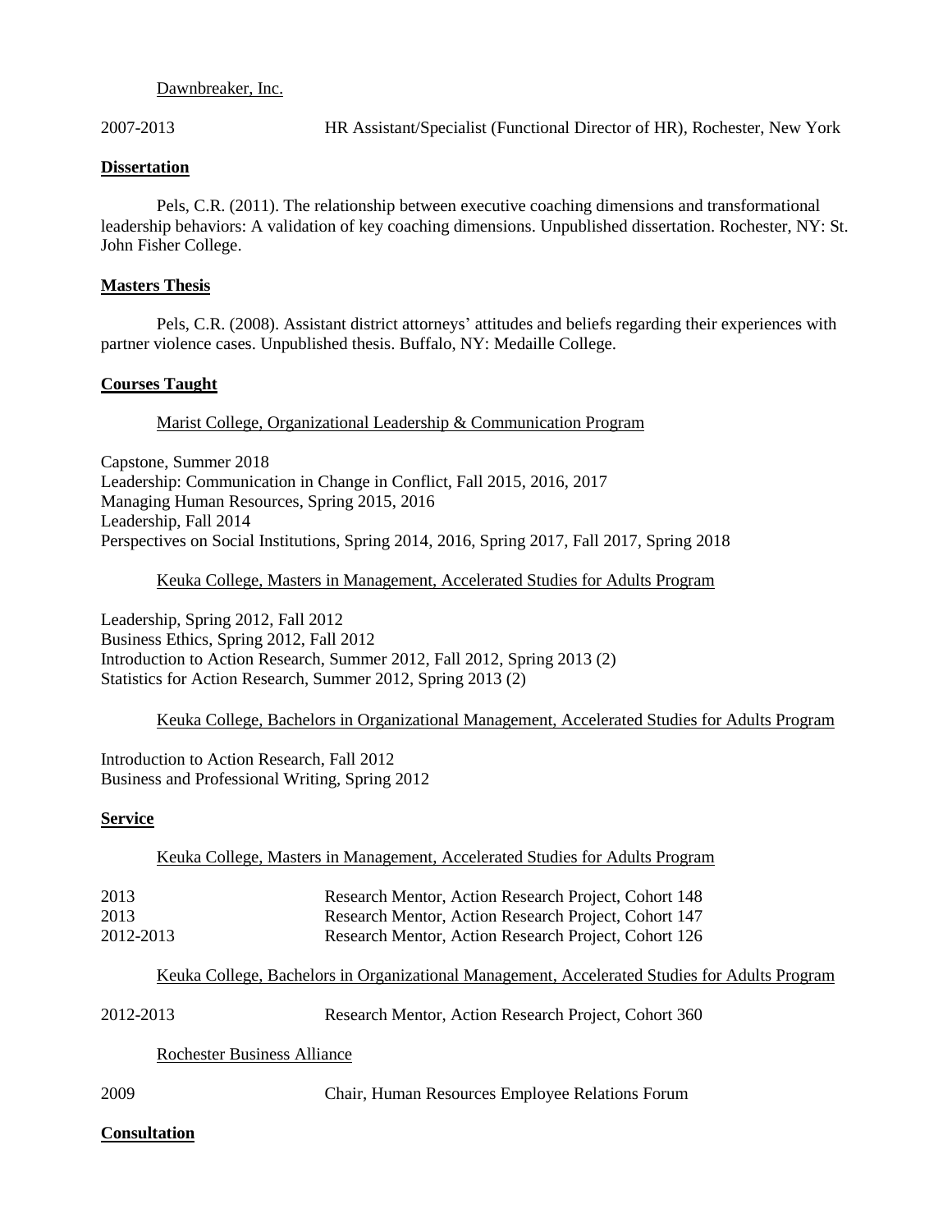Dawnbreaker, Inc.

2007-2013 HR Assistant/Specialist (Functional Director of HR), Rochester, New York

## Dissertation

Pels, C.R. (2011). The relationship between executive coaching dimensions and transformational leadership behaviors: A validation of key coaching dimensions. Unpublished dissertation. Rochester, NY: St. John Fisher College.

## Masters Thesis

Pels, C.R. (2008). Assistant district attorneys' attitudes and beliefs regarding their experiences with partner violence cases. Unpublished thesis. Buffalo, NY: Medaille College.

## Courses Taught

Marist College, Organizational Leadership & Communication Program

Capstone, Summer 2018
Leadership: Communication in Change in Conflict, Fall 2015, 2016, 2017
Managing Human Resources, Spring 2015, 2016
Leadership, Fall 2014
Perspectives on Social Institutions, Spring 2014, 2016, Spring 2017, Fall 2017, Spring 2018

Keuka College, Masters in Management, Accelerated Studies for Adults Program

Leadership, Spring 2012, Fall 2012
Business Ethics, Spring 2012, Fall 2012
Introduction to Action Research, Summer 2012, Fall 2012, Spring 2013 (2)
Statistics for Action Research, Summer 2012, Spring 2013 (2)

Keuka College, Bachelors in Organizational Management, Accelerated Studies for Adults Program

Introduction to Action Research, Fall 2012
Business and Professional Writing, Spring 2012

## Service

Keuka College, Masters in Management, Accelerated Studies for Adults Program

2013 Research Mentor, Action Research Project, Cohort 148
2013 Research Mentor, Action Research Project, Cohort 147
2012-2013 Research Mentor, Action Research Project, Cohort 126

Keuka College, Bachelors in Organizational Management, Accelerated Studies for Adults Program

2012-2013 Research Mentor, Action Research Project, Cohort 360

Rochester Business Alliance

2009 Chair, Human Resources Employee Relations Forum

## Consultation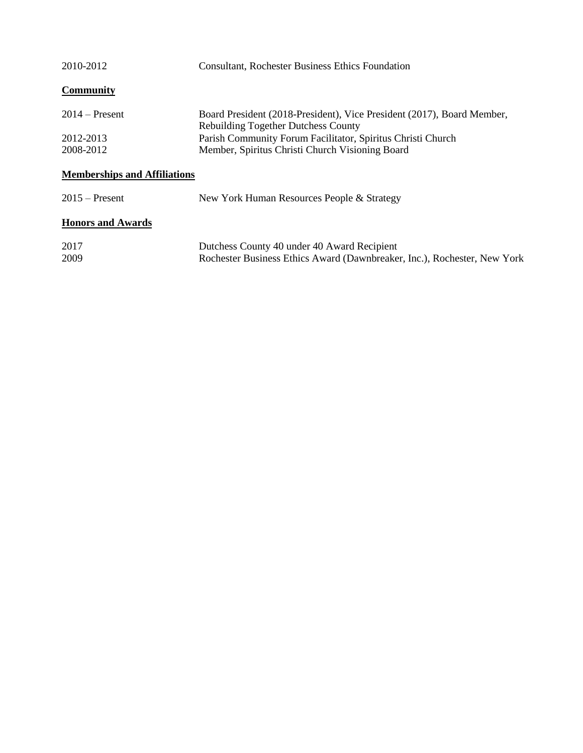| | |
|---|---|
| 2010-2012 | Consultant, Rochester Business Ethics Foundation |

**Community**

| | |
|---|---|
| 2014 – Present | Board President (2018-President), Vice President (2017), Board Member, Rebuilding Together Dutchess County |
| 2012-2013 | Parish Community Forum Facilitator, Spiritus Christi Church |
| 2008-2012 | Member, Spiritus Christi Church Visioning Board |

**Memberships and Affiliations**

| | |
|---|---|
| 2015 – Present | New York Human Resources People & Strategy |

**Honors and Awards**

| | |
|---|---|
| 2017 | Dutchess County 40 under 40 Award Recipient |
| 2009 | Rochester Business Ethics Award (Dawnbreaker, Inc.), Rochester, New York |